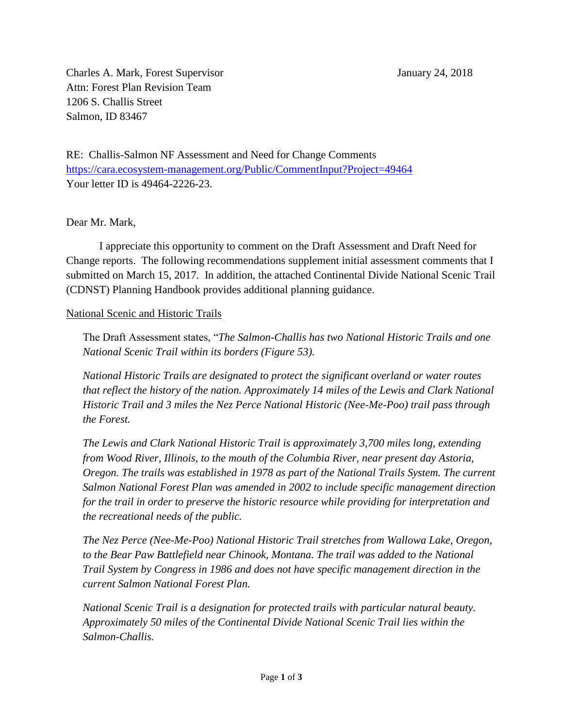Charles A. Mark, Forest Supervisor
Attn: Forest Plan Revision Team
1206 S. Challis Street
Salmon, ID 83467

January 24, 2018

RE: Challis-Salmon NF Assessment and Need for Change Comments
https://cara.ecosystem-management.org/Public/CommentInput?Project=49464
Your letter ID is 49464-2226-23.

Dear Mr. Mark,

I appreciate this opportunity to comment on the Draft Assessment and Draft Need for Change reports. The following recommendations supplement initial assessment comments that I submitted on March 15, 2017. In addition, the attached Continental Divide National Scenic Trail (CDNST) Planning Handbook provides additional planning guidance.

National Scenic and Historic Trails

> The Draft Assessment states, "*The Salmon-Challis has two National Historic Trails and one National Scenic Trail within its borders (Figure 53).*
>
> *National Historic Trails are designated to protect the significant overland or water routes that reflect the history of the nation. Approximately 14 miles of the Lewis and Clark National Historic Trail and 3 miles the Nez Perce National Historic (Nee-Me-Poo) trail pass through the Forest.*
>
> *The Lewis and Clark National Historic Trail is approximately 3,700 miles long, extending from Wood River, Illinois, to the mouth of the Columbia River, near present day Astoria, Oregon. The trails was established in 1978 as part of the National Trails System. The current Salmon National Forest Plan was amended in 2002 to include specific management direction for the trail in order to preserve the historic resource while providing for interpretation and the recreational needs of the public.*
>
> *The Nez Perce (Nee-Me-Poo) National Historic Trail stretches from Wallowa Lake, Oregon, to the Bear Paw Battlefield near Chinook, Montana. The trail was added to the National Trail System by Congress in 1986 and does not have specific management direction in the current Salmon National Forest Plan.*
>
> *National Scenic Trail is a designation for protected trails with particular natural beauty. Approximately 50 miles of the Continental Divide National Scenic Trail lies within the Salmon-Challis.*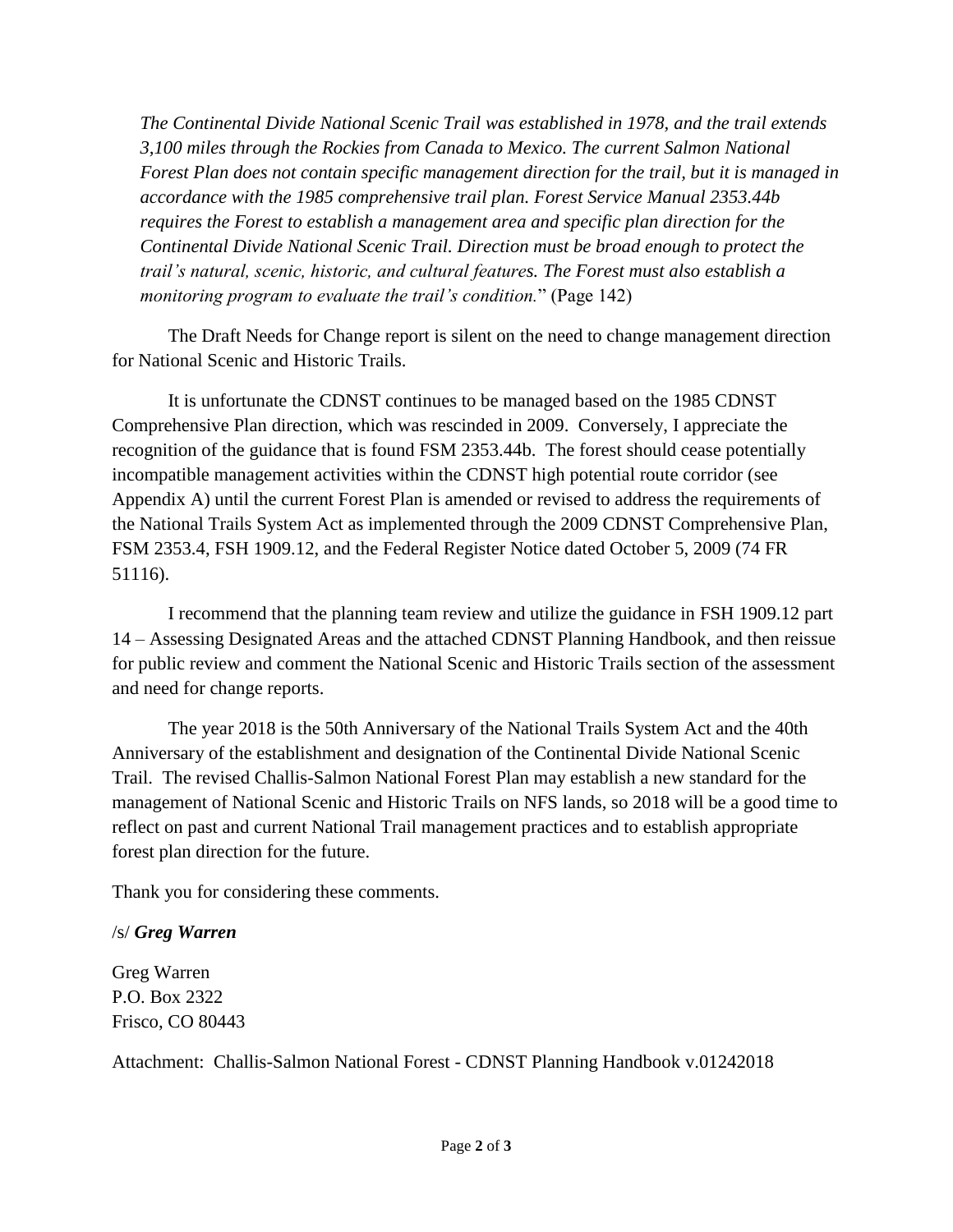*The Continental Divide National Scenic Trail was established in 1978, and the trail extends 3,100 miles through the Rockies from Canada to Mexico. The current Salmon National Forest Plan does not contain specific management direction for the trail, but it is managed in accordance with the 1985 comprehensive trail plan. Forest Service Manual 2353.44b requires the Forest to establish a management area and specific plan direction for the Continental Divide National Scenic Trail. Direction must be broad enough to protect the trail's natural, scenic, historic, and cultural features. The Forest must also establish a monitoring program to evaluate the trail's condition.*" (Page 142)

The Draft Needs for Change report is silent on the need to change management direction for National Scenic and Historic Trails.

It is unfortunate the CDNST continues to be managed based on the 1985 CDNST Comprehensive Plan direction, which was rescinded in 2009. Conversely, I appreciate the recognition of the guidance that is found FSM 2353.44b. The forest should cease potentially incompatible management activities within the CDNST high potential route corridor (see Appendix A) until the current Forest Plan is amended or revised to address the requirements of the National Trails System Act as implemented through the 2009 CDNST Comprehensive Plan, FSM 2353.4, FSH 1909.12, and the Federal Register Notice dated October 5, 2009 (74 FR 51116).

I recommend that the planning team review and utilize the guidance in FSH 1909.12 part 14 – Assessing Designated Areas and the attached CDNST Planning Handbook, and then reissue for public review and comment the National Scenic and Historic Trails section of the assessment and need for change reports.

The year 2018 is the 50th Anniversary of the National Trails System Act and the 40th Anniversary of the establishment and designation of the Continental Divide National Scenic Trail. The revised Challis-Salmon National Forest Plan may establish a new standard for the management of National Scenic and Historic Trails on NFS lands, so 2018 will be a good time to reflect on past and current National Trail management practices and to establish appropriate forest plan direction for the future.

Thank you for considering these comments.

/s/ ***Greg Warren***

Greg Warren
P.O. Box 2322
Frisco, CO 80443

Attachment: Challis-Salmon National Forest - CDNST Planning Handbook v.01242018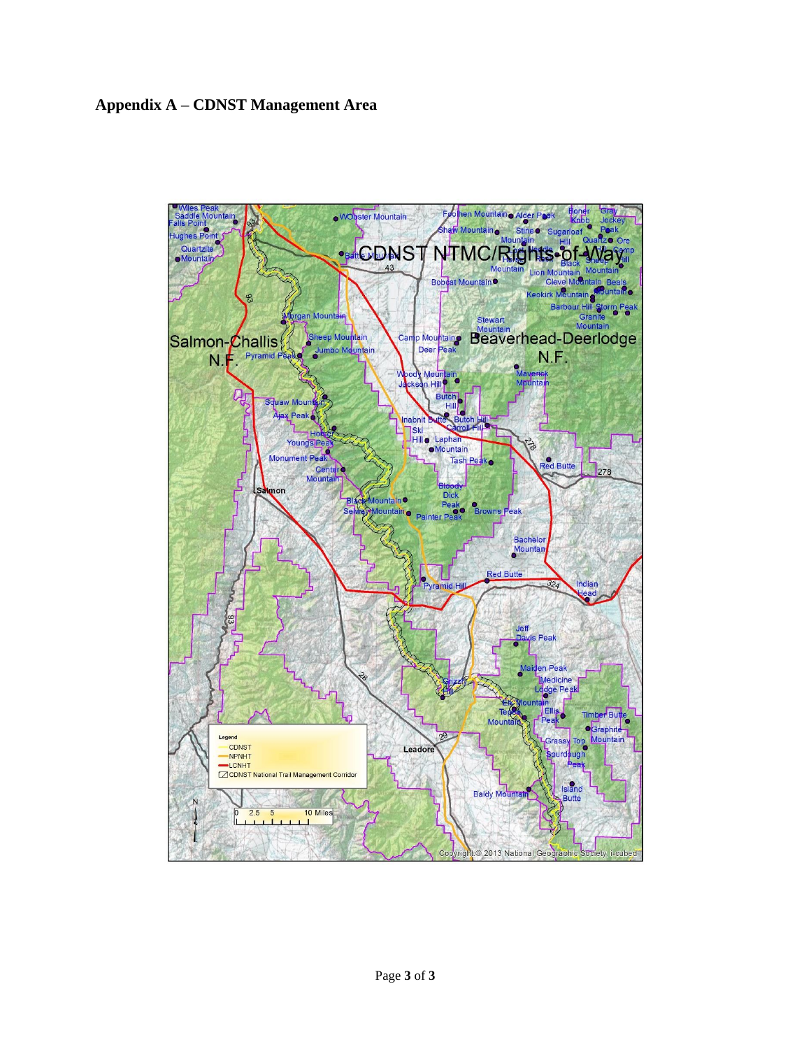## Appendix A – CDNST Management Area

CDNST NTMC/Rights-of-Way

Salmon-Challis N.F.

Beaverhead-Deerlodge N.F.

Legend
CDNST
NPNHT
LCNHT
CDNST National Trail Management Corridor

0 2.5 5 10 Miles

Copyright © 2013 National Geographic Society, i-cubed